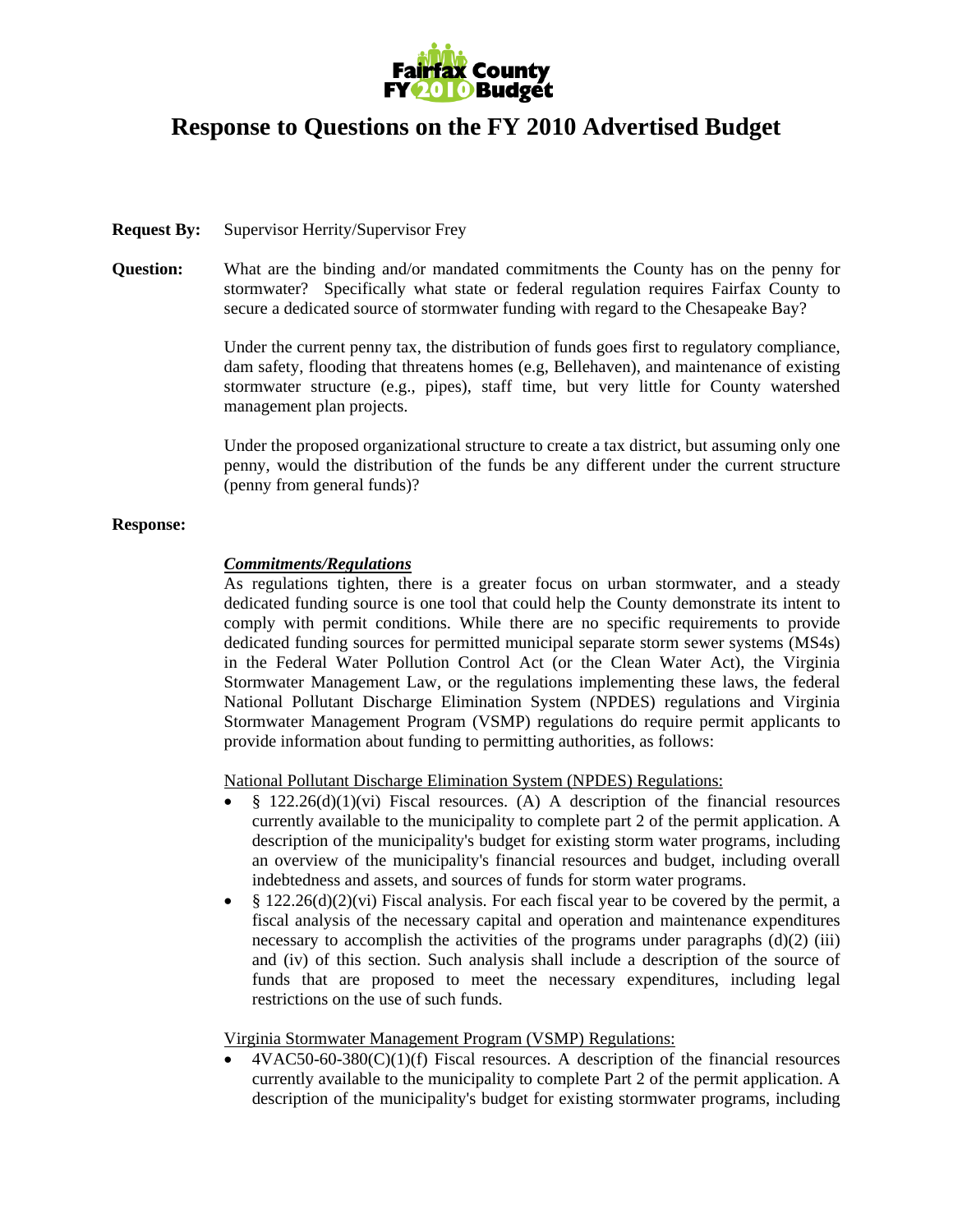Fairfax County FY 2010 Budget

# Response to Questions on the FY 2010 Advertised Budget

**Request By:** Supervisor Herrity/Supervisor Frey

**Question:** What are the binding and/or mandated commitments the County has on the penny for stormwater? Specifically what state or federal regulation requires Fairfax County to secure a dedicated source of stormwater funding with regard to the Chesapeake Bay?

Under the current penny tax, the distribution of funds goes first to regulatory compliance, dam safety, flooding that threatens homes (e.g, Bellehaven), and maintenance of existing stormwater structure (e.g., pipes), staff time, but very little for County watershed management plan projects.

Under the proposed organizational structure to create a tax district, but assuming only one penny, would the distribution of the funds be any different under the current structure (penny from general funds)?

**Response:**

***Commitments/Regulations***

As regulations tighten, there is a greater focus on urban stormwater, and a steady dedicated funding source is one tool that could help the County demonstrate its intent to comply with permit conditions. While there are no specific requirements to provide dedicated funding sources for permitted municipal separate storm sewer systems (MS4s) in the Federal Water Pollution Control Act (or the Clean Water Act), the Virginia Stormwater Management Law, or the regulations implementing these laws, the federal National Pollutant Discharge Elimination System (NPDES) regulations and Virginia Stormwater Management Program (VSMP) regulations do require permit applicants to provide information about funding to permitting authorities, as follows:

National Pollutant Discharge Elimination System (NPDES) Regulations:

- § 122.26(d)(1)(vi) Fiscal resources. (A) A description of the financial resources currently available to the municipality to complete part 2 of the permit application. A description of the municipality's budget for existing storm water programs, including an overview of the municipality's financial resources and budget, including overall indebtedness and assets, and sources of funds for storm water programs.
- § 122.26(d)(2)(vi) Fiscal analysis. For each fiscal year to be covered by the permit, a fiscal analysis of the necessary capital and operation and maintenance expenditures necessary to accomplish the activities of the programs under paragraphs (d)(2) (iii) and (iv) of this section. Such analysis shall include a description of the source of funds that are proposed to meet the necessary expenditures, including legal restrictions on the use of such funds.

Virginia Stormwater Management Program (VSMP) Regulations:

- 4VAC50-60-380(C)(1)(f) Fiscal resources. A description of the financial resources currently available to the municipality to complete Part 2 of the permit application. A description of the municipality's budget for existing stormwater programs, including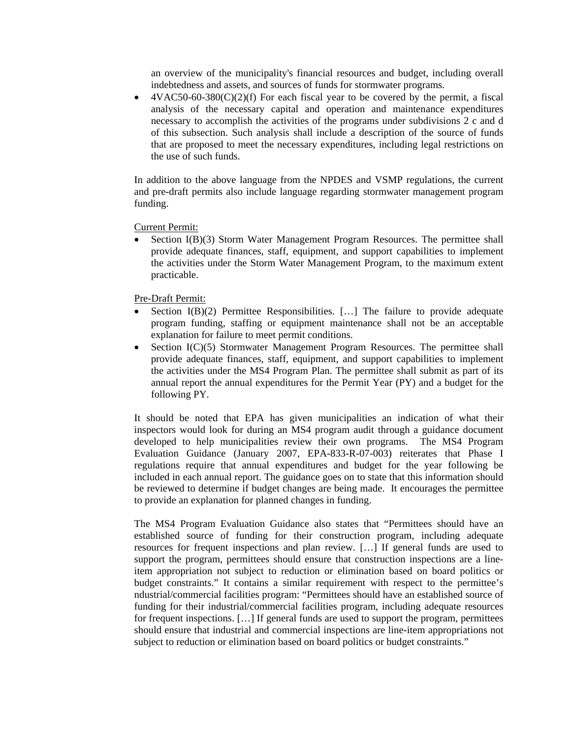an overview of the municipality's financial resources and budget, including overall indebtedness and assets, and sources of funds for stormwater programs.

- 4VAC50-60-380(C)(2)(f) For each fiscal year to be covered by the permit, a fiscal analysis of the necessary capital and operation and maintenance expenditures necessary to accomplish the activities of the programs under subdivisions 2 c and d of this subsection. Such analysis shall include a description of the source of funds that are proposed to meet the necessary expenditures, including legal restrictions on the use of such funds.

In addition to the above language from the NPDES and VSMP regulations, the current and pre-draft permits also include language regarding stormwater management program funding.

Current Permit:

- Section I(B)(3) Storm Water Management Program Resources. The permittee shall provide adequate finances, staff, equipment, and support capabilities to implement the activities under the Storm Water Management Program, to the maximum extent practicable.

Pre-Draft Permit:

- Section I(B)(2) Permittee Responsibilities. […] The failure to provide adequate program funding, staffing or equipment maintenance shall not be an acceptable explanation for failure to meet permit conditions.
- Section I(C)(5) Stormwater Management Program Resources. The permittee shall provide adequate finances, staff, equipment, and support capabilities to implement the activities under the MS4 Program Plan. The permittee shall submit as part of its annual report the annual expenditures for the Permit Year (PY) and a budget for the following PY.

It should be noted that EPA has given municipalities an indication of what their inspectors would look for during an MS4 program audit through a guidance document developed to help municipalities review their own programs. The MS4 Program Evaluation Guidance (January 2007, EPA-833-R-07-003) reiterates that Phase I regulations require that annual expenditures and budget for the year following be included in each annual report. The guidance goes on to state that this information should be reviewed to determine if budget changes are being made. It encourages the permittee to provide an explanation for planned changes in funding.

The MS4 Program Evaluation Guidance also states that "Permittees should have an established source of funding for their construction program, including adequate resources for frequent inspections and plan review. […] If general funds are used to support the program, permittees should ensure that construction inspections are a line-item appropriation not subject to reduction or elimination based on board politics or budget constraints." It contains a similar requirement with respect to the permittee's ndustrial/commercial facilities program: "Permittees should have an established source of funding for their industrial/commercial facilities program, including adequate resources for frequent inspections. […] If general funds are used to support the program, permittees should ensure that industrial and commercial inspections are line-item appropriations not subject to reduction or elimination based on board politics or budget constraints."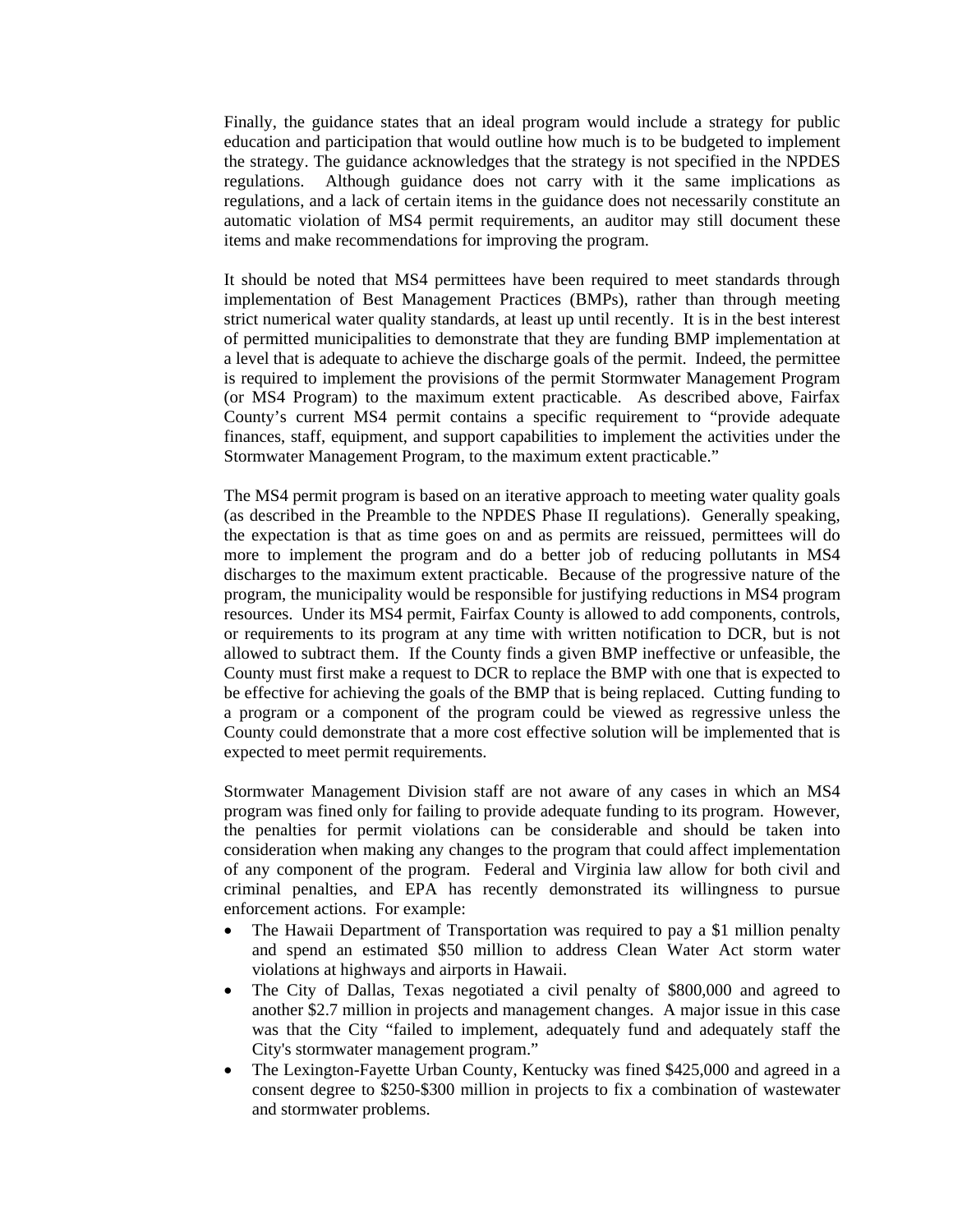Finally, the guidance states that an ideal program would include a strategy for public education and participation that would outline how much is to be budgeted to implement the strategy. The guidance acknowledges that the strategy is not specified in the NPDES regulations. Although guidance does not carry with it the same implications as regulations, and a lack of certain items in the guidance does not necessarily constitute an automatic violation of MS4 permit requirements, an auditor may still document these items and make recommendations for improving the program.

It should be noted that MS4 permittees have been required to meet standards through implementation of Best Management Practices (BMPs), rather than through meeting strict numerical water quality standards, at least up until recently. It is in the best interest of permitted municipalities to demonstrate that they are funding BMP implementation at a level that is adequate to achieve the discharge goals of the permit. Indeed, the permittee is required to implement the provisions of the permit Stormwater Management Program (or MS4 Program) to the maximum extent practicable. As described above, Fairfax County's current MS4 permit contains a specific requirement to "provide adequate finances, staff, equipment, and support capabilities to implement the activities under the Stormwater Management Program, to the maximum extent practicable."

The MS4 permit program is based on an iterative approach to meeting water quality goals (as described in the Preamble to the NPDES Phase II regulations). Generally speaking, the expectation is that as time goes on and as permits are reissued, permittees will do more to implement the program and do a better job of reducing pollutants in MS4 discharges to the maximum extent practicable. Because of the progressive nature of the program, the municipality would be responsible for justifying reductions in MS4 program resources. Under its MS4 permit, Fairfax County is allowed to add components, controls, or requirements to its program at any time with written notification to DCR, but is not allowed to subtract them. If the County finds a given BMP ineffective or unfeasible, the County must first make a request to DCR to replace the BMP with one that is expected to be effective for achieving the goals of the BMP that is being replaced. Cutting funding to a program or a component of the program could be viewed as regressive unless the County could demonstrate that a more cost effective solution will be implemented that is expected to meet permit requirements.

Stormwater Management Division staff are not aware of any cases in which an MS4 program was fined only for failing to provide adequate funding to its program. However, the penalties for permit violations can be considerable and should be taken into consideration when making any changes to the program that could affect implementation of any component of the program. Federal and Virginia law allow for both civil and criminal penalties, and EPA has recently demonstrated its willingness to pursue enforcement actions. For example:

- The Hawaii Department of Transportation was required to pay a $1 million penalty and spend an estimated $50 million to address Clean Water Act storm water violations at highways and airports in Hawaii.
- The City of Dallas, Texas negotiated a civil penalty of $800,000 and agreed to another $2.7 million in projects and management changes. A major issue in this case was that the City "failed to implement, adequately fund and adequately staff the City's stormwater management program."
- The Lexington-Fayette Urban County, Kentucky was fined $425,000 and agreed in a consent degree to $250-$300 million in projects to fix a combination of wastewater and stormwater problems.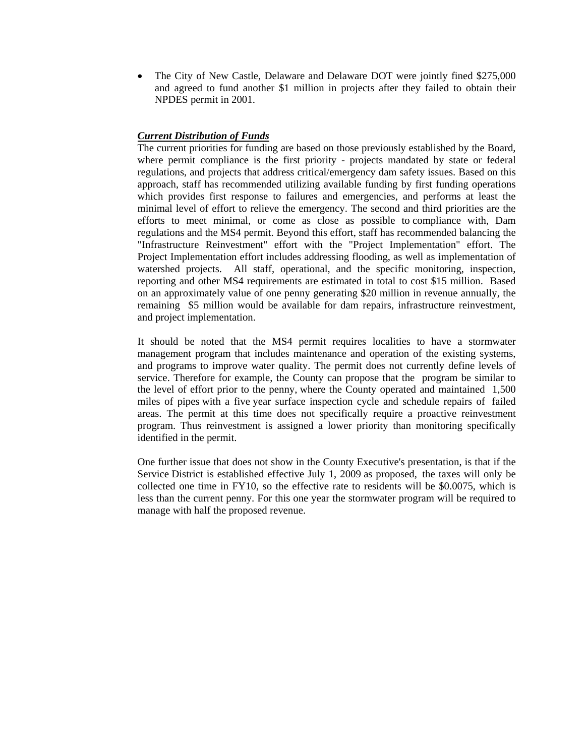- The City of New Castle, Delaware and Delaware DOT were jointly fined $275,000 and agreed to fund another $1 million in projects after they failed to obtain their NPDES permit in 2001.

***Current Distribution of Funds***

The current priorities for funding are based on those previously established by the Board, where permit compliance is the first priority - projects mandated by state or federal regulations, and projects that address critical/emergency dam safety issues. Based on this approach, staff has recommended utilizing available funding by first funding operations which provides first response to failures and emergencies, and performs at least the minimal level of effort to relieve the emergency. The second and third priorities are the efforts to meet minimal, or come as close as possible to compliance with, Dam regulations and the MS4 permit. Beyond this effort, staff has recommended balancing the "Infrastructure Reinvestment" effort with the "Project Implementation" effort. The Project Implementation effort includes addressing flooding, as well as implementation of watershed projects. All staff, operational, and the specific monitoring, inspection, reporting and other MS4 requirements are estimated in total to cost $15 million. Based on an approximately value of one penny generating $20 million in revenue annually, the remaining $5 million would be available for dam repairs, infrastructure reinvestment, and project implementation.

It should be noted that the MS4 permit requires localities to have a stormwater management program that includes maintenance and operation of the existing systems, and programs to improve water quality. The permit does not currently define levels of service. Therefore for example, the County can propose that the program be similar to the level of effort prior to the penny, where the County operated and maintained 1,500 miles of pipes with a five year surface inspection cycle and schedule repairs of failed areas. The permit at this time does not specifically require a proactive reinvestment program. Thus reinvestment is assigned a lower priority than monitoring specifically identified in the permit.

One further issue that does not show in the County Executive's presentation, is that if the Service District is established effective July 1, 2009 as proposed, the taxes will only be collected one time in FY10, so the effective rate to residents will be $0.0075, which is less than the current penny. For this one year the stormwater program will be required to manage with half the proposed revenue.